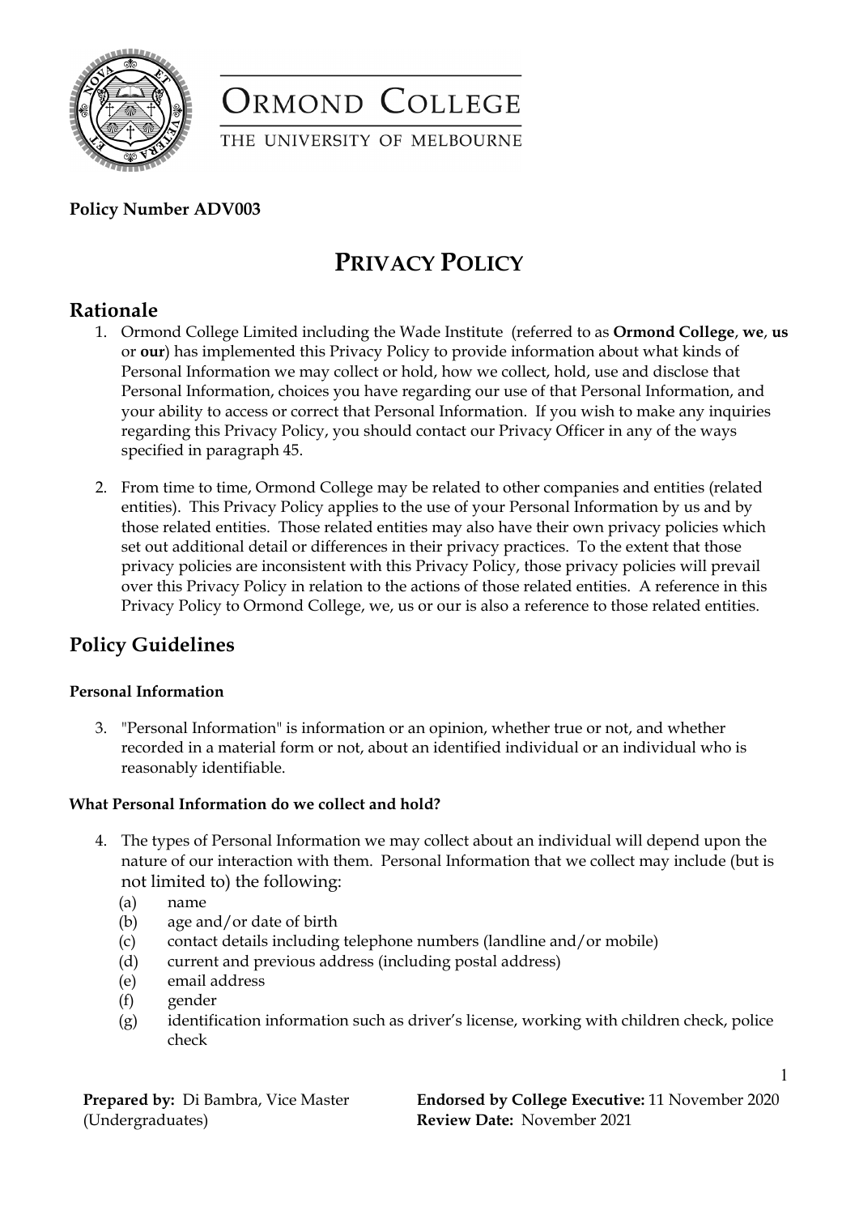**Policy Number ADV003**

# PRIVACY POLICY

## Rationale

1. Ormond College Limited including the Wade Institute (referred to as **Ormond College**, **we**, **us** or **our**) has implemented this Privacy Policy to provide information about what kinds of Personal Information we may collect or hold, how we collect, hold, use and disclose that Personal Information, choices you have regarding our use of that Personal Information, and your ability to access or correct that Personal Information. If you wish to make any inquiries regarding this Privacy Policy, you should contact our Privacy Officer in any of the ways specified in paragraph 45.

2. From time to time, Ormond College may be related to other companies and entities (related entities). This Privacy Policy applies to the use of your Personal Information by us and by those related entities. Those related entities may also have their own privacy policies which set out additional detail or differences in their privacy practices. To the extent that those privacy policies are inconsistent with this Privacy Policy, those privacy policies will prevail over this Privacy Policy in relation to the actions of those related entities. A reference in this Privacy Policy to Ormond College, we, us or our is also a reference to those related entities.

## Policy Guidelines

#### Personal Information

3. "Personal Information" is information or an opinion, whether true or not, and whether recorded in a material form or not, about an identified individual or an individual who is reasonably identifiable.

#### What Personal Information do we collect and hold?

4. The types of Personal Information we may collect about an individual will depend upon the nature of our interaction with them. Personal Information that we collect may include (but is not limited to) the following:
   - (a) name
   - (b) age and/or date of birth
   - (c) contact details including telephone numbers (landline and/or mobile)
   - (d) current and previous address (including postal address)
   - (e) email address
   - (f) gender
   - (g) identification information such as driver's license, working with children check, police check

**Prepared by:** Di Bambra, Vice Master (Undergraduates)

**Endorsed by College Executive:** 11 November 2020
**Review Date:** November 2021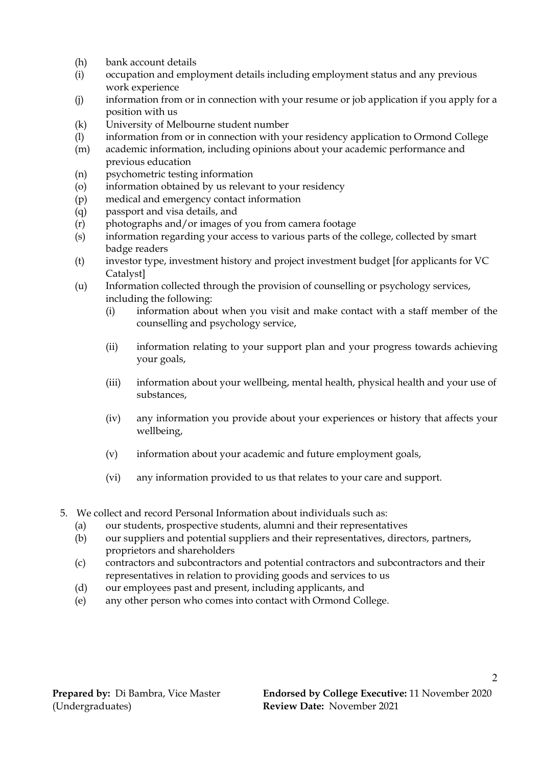(h) bank account details

(i) occupation and employment details including employment status and any previous work experience

(j) information from or in connection with your resume or job application if you apply for a position with us

(k) University of Melbourne student number

(l) information from or in connection with your residency application to Ormond College

(m) academic information, including opinions about your academic performance and previous education

(n) psychometric testing information

(o) information obtained by us relevant to your residency

(p) medical and emergency contact information

(q) passport and visa details, and

(r) photographs and/or images of you from camera footage

(s) information regarding your access to various parts of the college, collected by smart badge readers

(t) investor type, investment history and project investment budget [for applicants for VC Catalyst]

(u) Information collected through the provision of counselling or psychology services, including the following:

  (i) information about when you visit and make contact with a staff member of the counselling and psychology service,

  (ii) information relating to your support plan and your progress towards achieving your goals,

  (iii) information about your wellbeing, mental health, physical health and your use of substances,

  (iv) any information you provide about your experiences or history that affects your wellbeing,

  (v) information about your academic and future employment goals,

  (vi) any information provided to us that relates to your care and support.

5. We collect and record Personal Information about individuals such as:

   (a) our students, prospective students, alumni and their representatives

   (b) our suppliers and potential suppliers and their representatives, directors, partners, proprietors and shareholders

   (c) contractors and subcontractors and potential contractors and subcontractors and their representatives in relation to providing goods and services to us

   (d) our employees past and present, including applicants, and

   (e) any other person who comes into contact with Ormond College.

**Prepared by:** Di Bambra, Vice Master (Undergraduates)

**Endorsed by College Executive:** 11 November 2020
**Review Date:** November 2021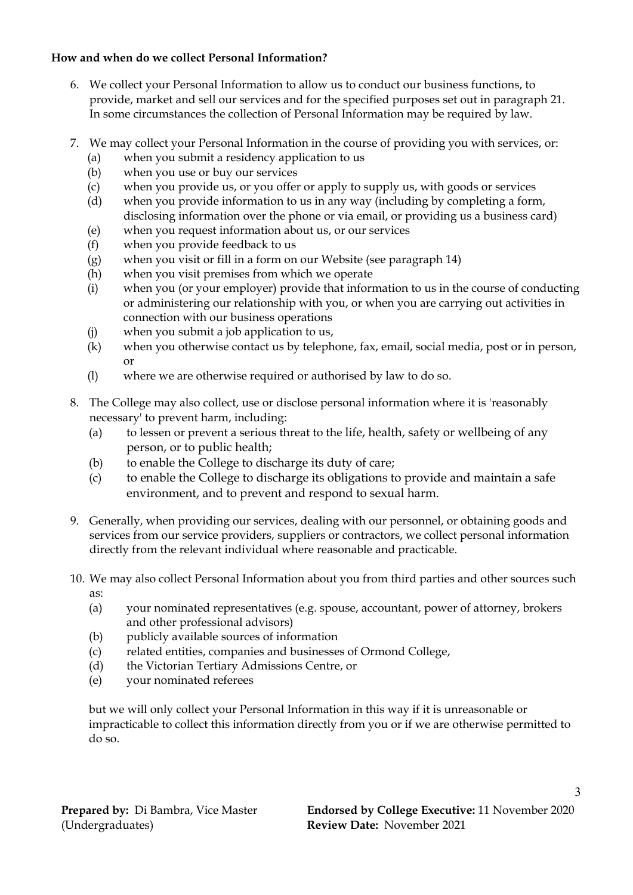**How and when do we collect Personal Information?**

6. We collect your Personal Information to allow us to conduct our business functions, to provide, market and sell our services and for the specified purposes set out in paragraph 21. In some circumstances the collection of Personal Information may be required by law.

7. We may collect your Personal Information in the course of providing you with services, or:
   (a) when you submit a residency application to us
   (b) when you use or buy our services
   (c) when you provide us, or you offer or apply to supply us, with goods or services
   (d) when you provide information to us in any way (including by completing a form, disclosing information over the phone or via email, or providing us a business card)
   (e) when you request information about us, or our services
   (f) when you provide feedback to us
   (g) when you visit or fill in a form on our Website (see paragraph 14)
   (h) when you visit premises from which we operate
   (i) when you (or your employer) provide that information to us in the course of conducting or administering our relationship with you, or when you are carrying out activities in connection with our business operations
   (j) when you submit a job application to us,
   (k) when you otherwise contact us by telephone, fax, email, social media, post or in person, or
   (l) where we are otherwise required or authorised by law to do so.

8. The College may also collect, use or disclose personal information where it is 'reasonably necessary' to prevent harm, including:
   (a) to lessen or prevent a serious threat to the life, health, safety or wellbeing of any person, or to public health;
   (b) to enable the College to discharge its duty of care;
   (c) to enable the College to discharge its obligations to provide and maintain a safe environment, and to prevent and respond to sexual harm.

9. Generally, when providing our services, dealing with our personnel, or obtaining goods and services from our service providers, suppliers or contractors, we collect personal information directly from the relevant individual where reasonable and practicable.

10. We may also collect Personal Information about you from third parties and other sources such as:
    (a) your nominated representatives (e.g. spouse, accountant, power of attorney, brokers and other professional advisors)
    (b) publicly available sources of information
    (c) related entities, companies and businesses of Ormond College,
    (d) the Victorian Tertiary Admissions Centre, or
    (e) your nominated referees

    but we will only collect your Personal Information in this way if it is unreasonable or impracticable to collect this information directly from you or if we are otherwise permitted to do so.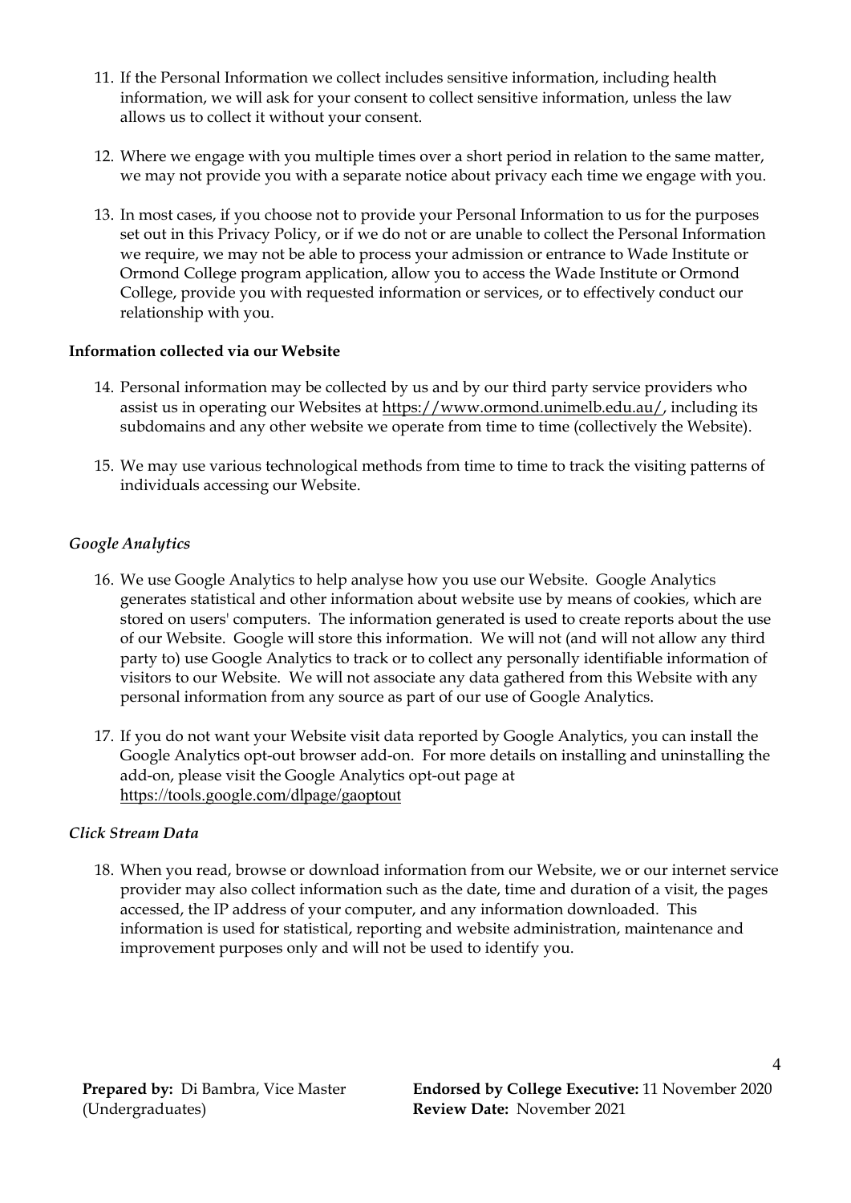11. If the Personal Information we collect includes sensitive information, including health information, we will ask for your consent to collect sensitive information, unless the law allows us to collect it without your consent.

12. Where we engage with you multiple times over a short period in relation to the same matter, we may not provide you with a separate notice about privacy each time we engage with you.

13. In most cases, if you choose not to provide your Personal Information to us for the purposes set out in this Privacy Policy, or if we do not or are unable to collect the Personal Information we require, we may not be able to process your admission or entrance to Wade Institute or Ormond College program application, allow you to access the Wade Institute or Ormond College, provide you with requested information or services, or to effectively conduct our relationship with you.

**Information collected via our Website**

14. Personal information may be collected by us and by our third party service providers who assist us in operating our Websites at https://www.ormond.unimelb.edu.au/, including its subdomains and any other website we operate from time to time (collectively the Website).

15. We may use various technological methods from time to time to track the visiting patterns of individuals accessing our Website.

***Google Analytics***

16. We use Google Analytics to help analyse how you use our Website. Google Analytics generates statistical and other information about website use by means of cookies, which are stored on users' computers. The information generated is used to create reports about the use of our Website. Google will store this information. We will not (and will not allow any third party to) use Google Analytics to track or to collect any personally identifiable information of visitors to our Website. We will not associate any data gathered from this Website with any personal information from any source as part of our use of Google Analytics.

17. If you do not want your Website visit data reported by Google Analytics, you can install the Google Analytics opt-out browser add-on. For more details on installing and uninstalling the add-on, please visit the Google Analytics opt-out page at https://tools.google.com/dlpage/gaoptout

***Click Stream Data***

18. When you read, browse or download information from our Website, we or our internet service provider may also collect information such as the date, time and duration of a visit, the pages accessed, the IP address of your computer, and any information downloaded. This information is used for statistical, reporting and website administration, maintenance and improvement purposes only and will not be used to identify you.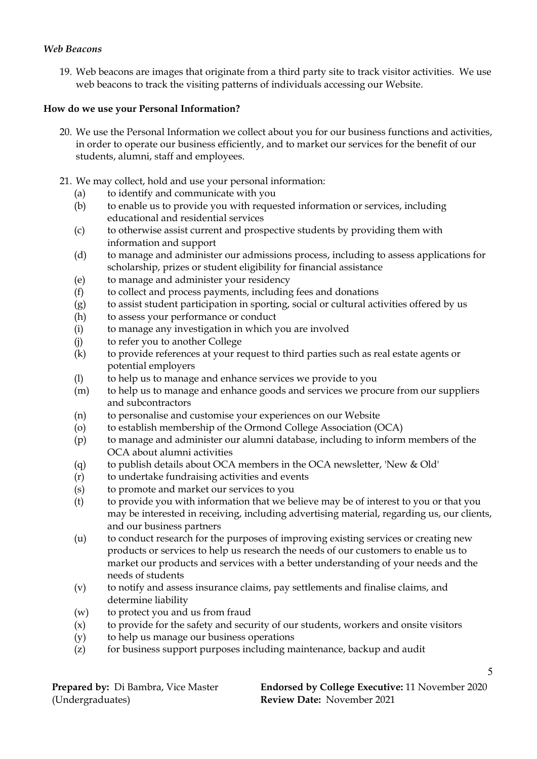*Web Beacons*

19. Web beacons are images that originate from a third party site to track visitor activities. We use web beacons to track the visiting patterns of individuals accessing our Website.

**How do we use your Personal Information?**

20. We use the Personal Information we collect about you for our business functions and activities, in order to operate our business efficiently, and to market our services for the benefit of our students, alumni, staff and employees.

21. We may collect, hold and use your personal information:
    (a) to identify and communicate with you
    (b) to enable us to provide you with requested information or services, including educational and residential services
    (c) to otherwise assist current and prospective students by providing them with information and support
    (d) to manage and administer our admissions process, including to assess applications for scholarship, prizes or student eligibility for financial assistance
    (e) to manage and administer your residency
    (f) to collect and process payments, including fees and donations
    (g) to assist student participation in sporting, social or cultural activities offered by us
    (h) to assess your performance or conduct
    (i) to manage any investigation in which you are involved
    (j) to refer you to another College
    (k) to provide references at your request to third parties such as real estate agents or potential employers
    (l) to help us to manage and enhance services we provide to you
    (m) to help us to manage and enhance goods and services we procure from our suppliers and subcontractors
    (n) to personalise and customise your experiences on our Website
    (o) to establish membership of the Ormond College Association (OCA)
    (p) to manage and administer our alumni database, including to inform members of the OCA about alumni activities
    (q) to publish details about OCA members in the OCA newsletter, 'New & Old'
    (r) to undertake fundraising activities and events
    (s) to promote and market our services to you
    (t) to provide you with information that we believe may be of interest to you or that you may be interested in receiving, including advertising material, regarding us, our clients, and our business partners
    (u) to conduct research for the purposes of improving existing services or creating new products or services to help us research the needs of our customers to enable us to market our products and services with a better understanding of your needs and the needs of students
    (v) to notify and assess insurance claims, pay settlements and finalise claims, and determine liability
    (w) to protect you and us from fraud
    (x) to provide for the safety and security of our students, workers and onsite visitors
    (y) to help us manage our business operations
    (z) for business support purposes including maintenance, backup and audit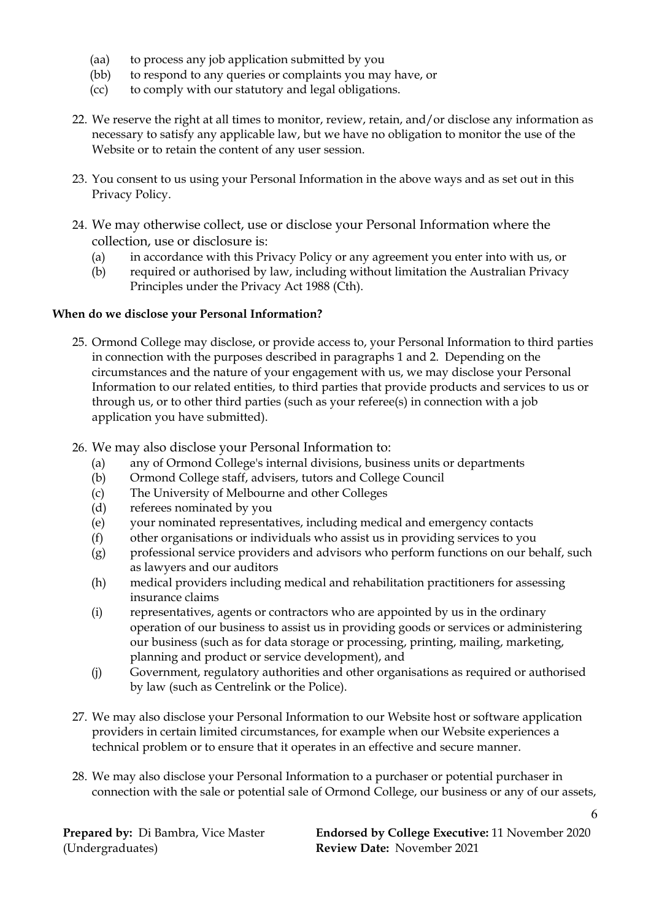(aa) to process any job application submitted by you
(bb) to respond to any queries or complaints you may have, or
(cc) to comply with our statutory and legal obligations.

22. We reserve the right at all times to monitor, review, retain, and/or disclose any information as necessary to satisfy any applicable law, but we have no obligation to monitor the use of the Website or to retain the content of any user session.

23. You consent to us using your Personal Information in the above ways and as set out in this Privacy Policy.

24. We may otherwise collect, use or disclose your Personal Information where the collection, use or disclosure is:
    (a) in accordance with this Privacy Policy or any agreement you enter into with us, or
    (b) required or authorised by law, including without limitation the Australian Privacy Principles under the Privacy Act 1988 (Cth).

**When do we disclose your Personal Information?**

25. Ormond College may disclose, or provide access to, your Personal Information to third parties in connection with the purposes described in paragraphs 1 and 2. Depending on the circumstances and the nature of your engagement with us, we may disclose your Personal Information to our related entities, to third parties that provide products and services to us or through us, or to other third parties (such as your referee(s) in connection with a job application you have submitted).

26. We may also disclose your Personal Information to:
    (a) any of Ormond College's internal divisions, business units or departments
    (b) Ormond College staff, advisers, tutors and College Council
    (c) The University of Melbourne and other Colleges
    (d) referees nominated by you
    (e) your nominated representatives, including medical and emergency contacts
    (f) other organisations or individuals who assist us in providing services to you
    (g) professional service providers and advisors who perform functions on our behalf, such as lawyers and our auditors
    (h) medical providers including medical and rehabilitation practitioners for assessing insurance claims
    (i) representatives, agents or contractors who are appointed by us in the ordinary operation of our business to assist us in providing goods or services or administering our business (such as for data storage or processing, printing, mailing, marketing, planning and product or service development), and
    (j) Government, regulatory authorities and other organisations as required or authorised by law (such as Centrelink or the Police).

27. We may also disclose your Personal Information to our Website host or software application providers in certain limited circumstances, for example when our Website experiences a technical problem or to ensure that it operates in an effective and secure manner.

28. We may also disclose your Personal Information to a purchaser or potential purchaser in connection with the sale or potential sale of Ormond College, our business or any of our assets,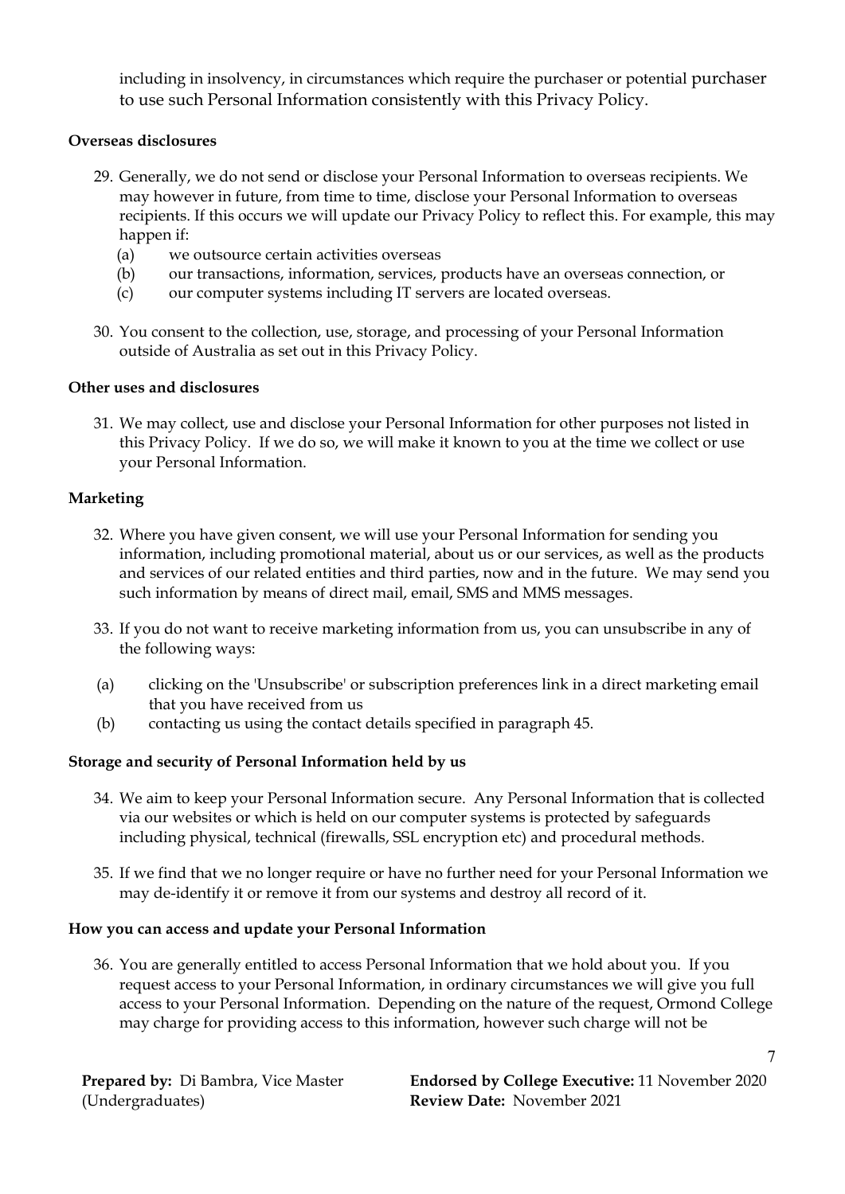including in insolvency, in circumstances which require the purchaser or potential purchaser to use such Personal Information consistently with this Privacy Policy.

**Overseas disclosures**

29. Generally, we do not send or disclose your Personal Information to overseas recipients. We may however in future, from time to time, disclose your Personal Information to overseas recipients. If this occurs we will update our Privacy Policy to reflect this. For example, this may happen if:
    (a) we outsource certain activities overseas
    (b) our transactions, information, services, products have an overseas connection, or
    (c) our computer systems including IT servers are located overseas.

30. You consent to the collection, use, storage, and processing of your Personal Information outside of Australia as set out in this Privacy Policy.

**Other uses and disclosures**

31. We may collect, use and disclose your Personal Information for other purposes not listed in this Privacy Policy. If we do so, we will make it known to you at the time we collect or use your Personal Information.

**Marketing**

32. Where you have given consent, we will use your Personal Information for sending you information, including promotional material, about us or our services, as well as the products and services of our related entities and third parties, now and in the future. We may send you such information by means of direct mail, email, SMS and MMS messages.

33. If you do not want to receive marketing information from us, you can unsubscribe in any of the following ways:

(a) clicking on the 'Unsubscribe' or subscription preferences link in a direct marketing email that you have received from us
(b) contacting us using the contact details specified in paragraph 45.

**Storage and security of Personal Information held by us**

34. We aim to keep your Personal Information secure. Any Personal Information that is collected via our websites or which is held on our computer systems is protected by safeguards including physical, technical (firewalls, SSL encryption etc) and procedural methods.

35. If we find that we no longer require or have no further need for your Personal Information we may de-identify it or remove it from our systems and destroy all record of it.

**How you can access and update your Personal Information**

36. You are generally entitled to access Personal Information that we hold about you. If you request access to your Personal Information, in ordinary circumstances we will give you full access to your Personal Information. Depending on the nature of the request, Ormond College may charge for providing access to this information, however such charge will not be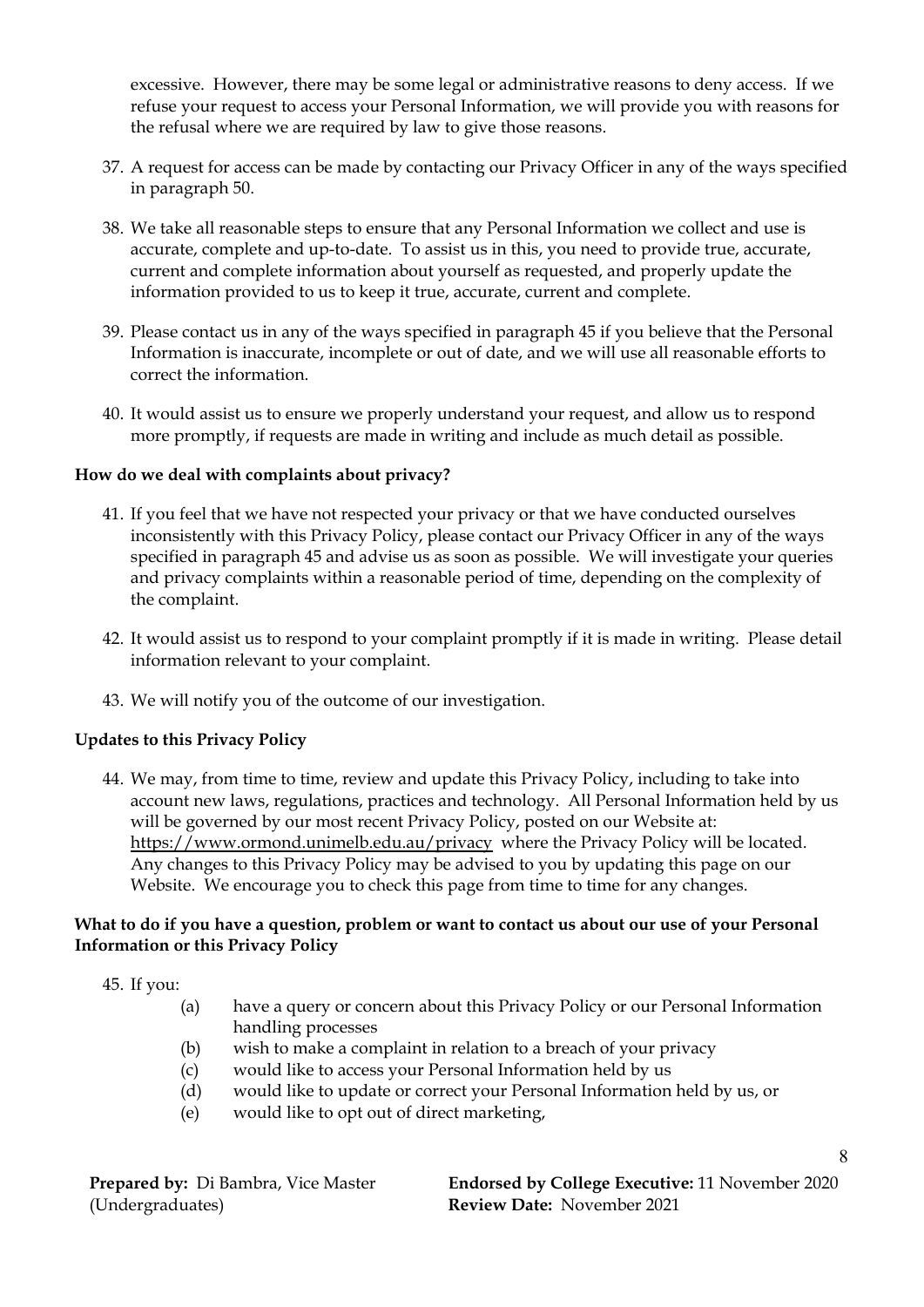excessive. However, there may be some legal or administrative reasons to deny access. If we refuse your request to access your Personal Information, we will provide you with reasons for the refusal where we are required by law to give those reasons.

37. A request for access can be made by contacting our Privacy Officer in any of the ways specified in paragraph 50.

38. We take all reasonable steps to ensure that any Personal Information we collect and use is accurate, complete and up-to-date. To assist us in this, you need to provide true, accurate, current and complete information about yourself as requested, and properly update the information provided to us to keep it true, accurate, current and complete.

39. Please contact us in any of the ways specified in paragraph 45 if you believe that the Personal Information is inaccurate, incomplete or out of date, and we will use all reasonable efforts to correct the information.

40. It would assist us to ensure we properly understand your request, and allow us to respond more promptly, if requests are made in writing and include as much detail as possible.

**How do we deal with complaints about privacy?**

41. If you feel that we have not respected your privacy or that we have conducted ourselves inconsistently with this Privacy Policy, please contact our Privacy Officer in any of the ways specified in paragraph 45 and advise us as soon as possible. We will investigate your queries and privacy complaints within a reasonable period of time, depending on the complexity of the complaint.

42. It would assist us to respond to your complaint promptly if it is made in writing. Please detail information relevant to your complaint.

43. We will notify you of the outcome of our investigation.

**Updates to this Privacy Policy**

44. We may, from time to time, review and update this Privacy Policy, including to take into account new laws, regulations, practices and technology. All Personal Information held by us will be governed by our most recent Privacy Policy, posted on our Website at: https://www.ormond.unimelb.edu.au/privacy where the Privacy Policy will be located. Any changes to this Privacy Policy may be advised to you by updating this page on our Website. We encourage you to check this page from time to time for any changes.

**What to do if you have a question, problem or want to contact us about our use of your Personal Information or this Privacy Policy**

45. If you:
    - (a) have a query or concern about this Privacy Policy or our Personal Information handling processes
    - (b) wish to make a complaint in relation to a breach of your privacy
    - (c) would like to access your Personal Information held by us
    - (d) would like to update or correct your Personal Information held by us, or
    - (e) would like to opt out of direct marketing,

**Prepared by:** Di Bambra, Vice Master (Undergraduates)

**Endorsed by College Executive:** 11 November 2020
**Review Date:** November 2021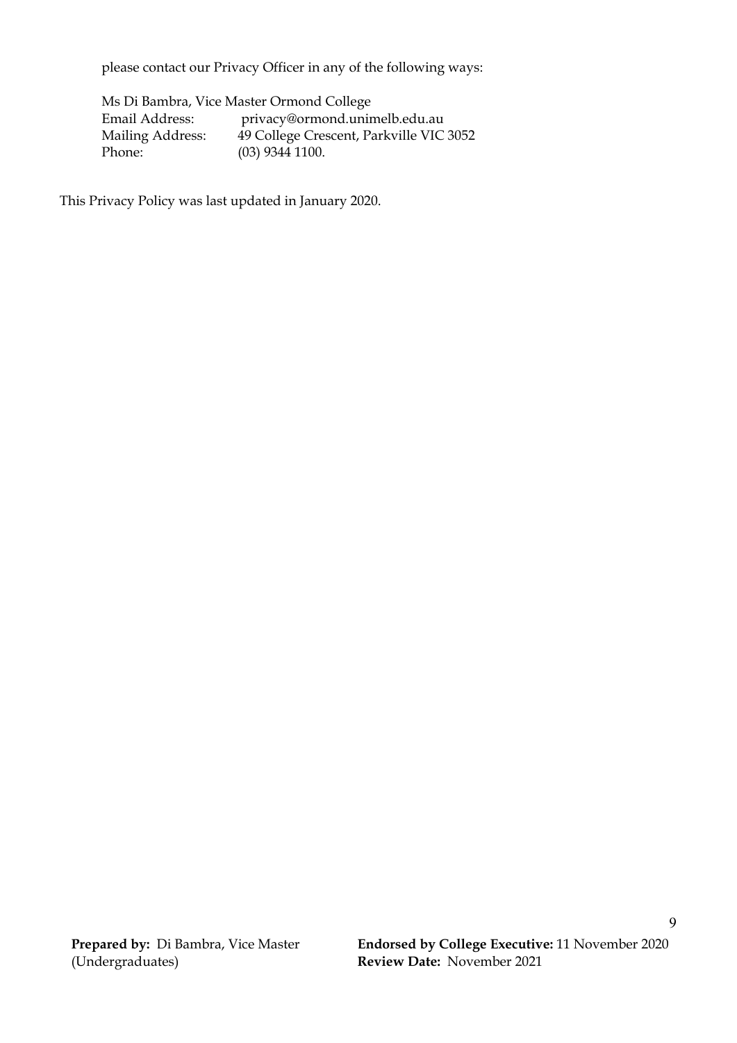please contact our Privacy Officer in any of the following ways:

Ms Di Bambra, Vice Master Ormond College
Email Address: privacy@ormond.unimelb.edu.au
Mailing Address: 49 College Crescent, Parkville VIC 3052
Phone: (03) 9344 1100.

This Privacy Policy was last updated in January 2020.